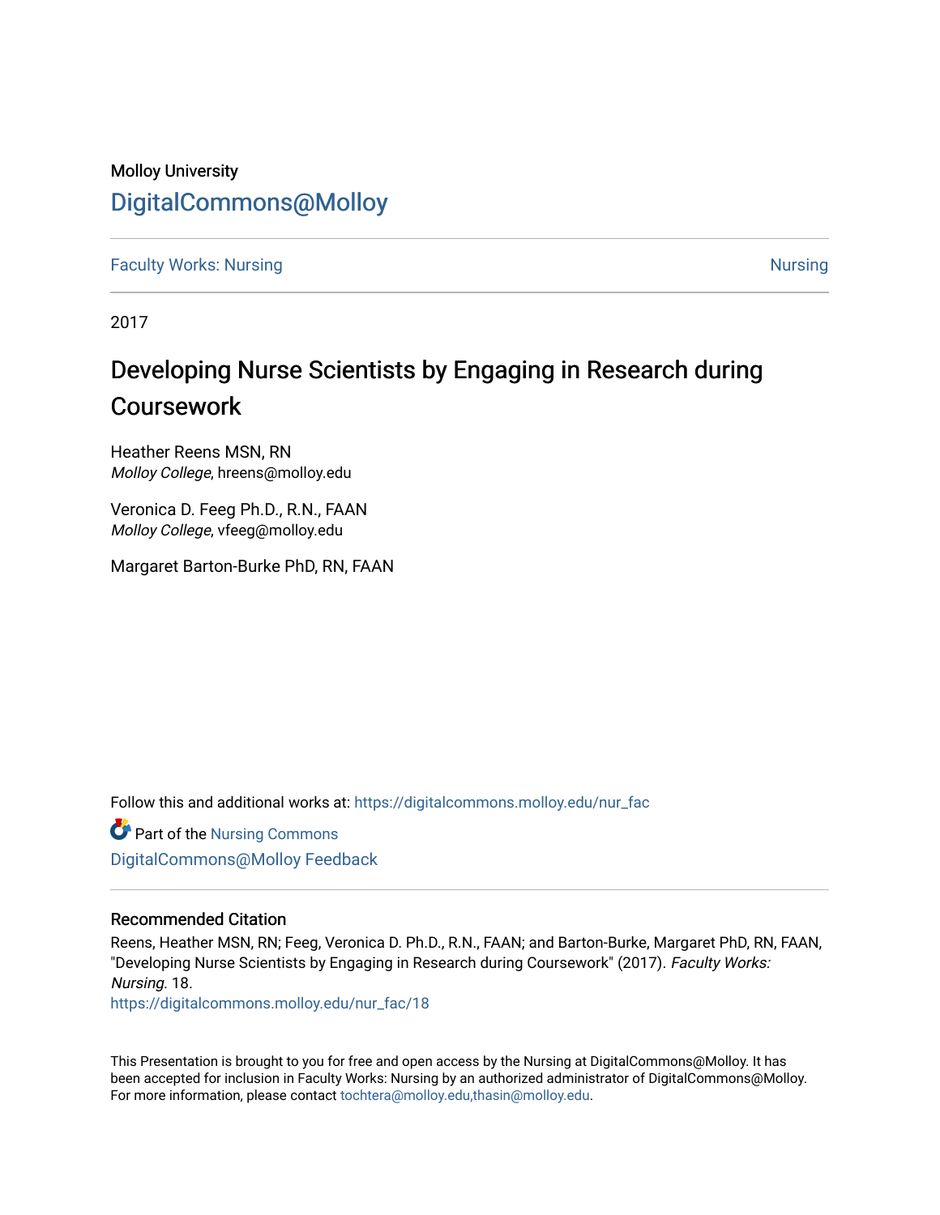Molloy University

DigitalCommons@Molloy

Faculty Works: Nursing | Nursing

2017

# Developing Nurse Scientists by Engaging in Research during Coursework

Heather Reens MSN, RN
*Molloy College*, hreens@molloy.edu

Veronica D. Feeg Ph.D., R.N., FAAN
*Molloy College*, vfeeg@molloy.edu

Margaret Barton-Burke PhD, RN, FAAN

Follow this and additional works at: https://digitalcommons.molloy.edu/nur_fac

Part of the Nursing Commons

DigitalCommons@Molloy Feedback

## Recommended Citation

Reens, Heather MSN, RN; Feeg, Veronica D. Ph.D., R.N., FAAN; and Barton-Burke, Margaret PhD, RN, FAAN, "Developing Nurse Scientists by Engaging in Research during Coursework" (2017). *Faculty Works: Nursing*. 18.
https://digitalcommons.molloy.edu/nur_fac/18

This Presentation is brought to you for free and open access by the Nursing at DigitalCommons@Molloy. It has been accepted for inclusion in Faculty Works: Nursing by an authorized administrator of DigitalCommons@Molloy. For more information, please contact tochtera@molloy.edu,thasin@molloy.edu.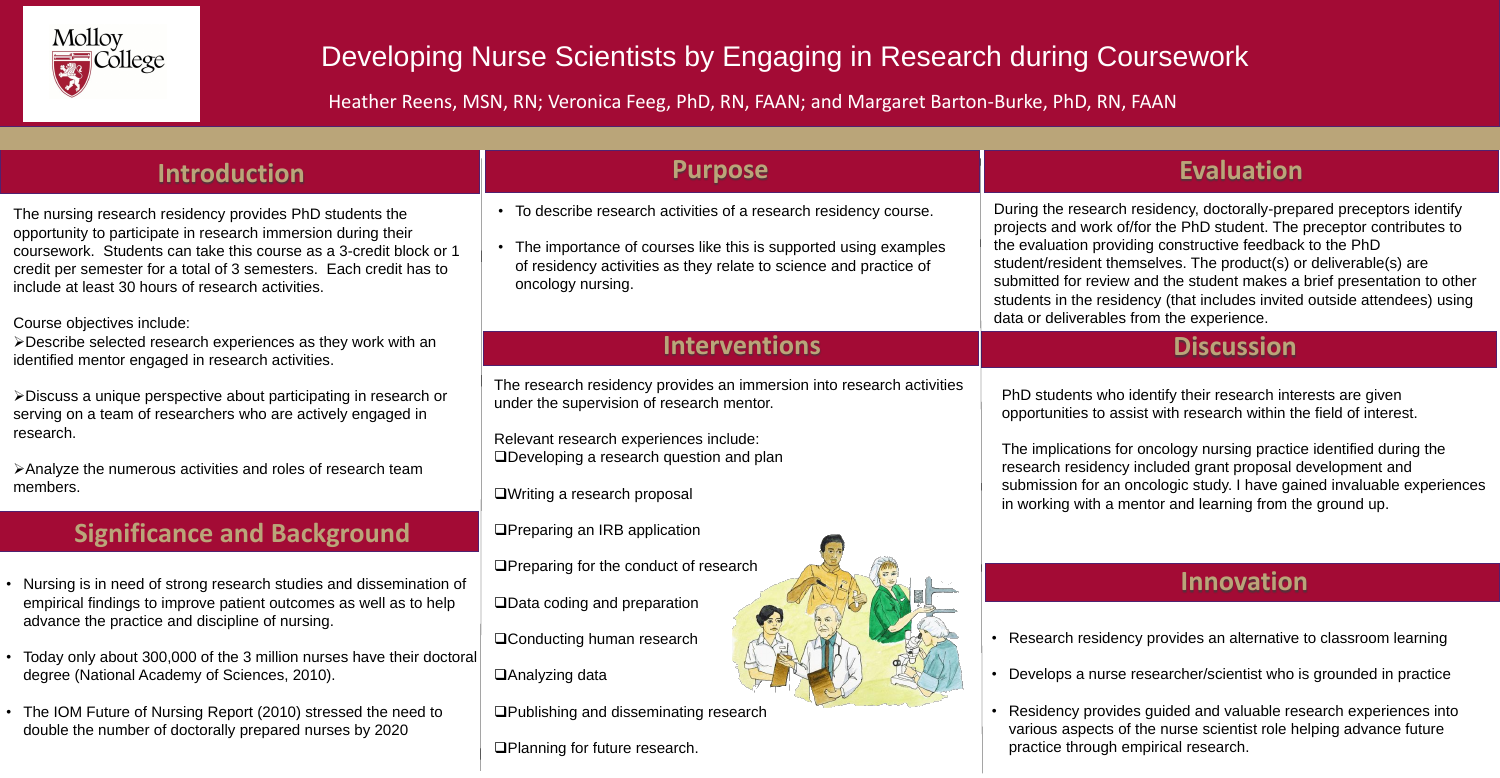# Developing Nurse Scientists by Engaging in Research during Coursework

Heather Reens, MSN, RN; Veronica Feeg, PhD, RN, FAAN; and Margaret Barton-Burke, PhD, RN, FAAN

## Introduction

The nursing research residency provides PhD students the opportunity to participate in research immersion during their coursework. Students can take this course as a 3-credit block or 1 credit per semester for a total of 3 semesters. Each credit has to include at least 30 hours of research activities.

Course objectives include:

- Describe selected research experiences as they work with an identified mentor engaged in research activities.
- Discuss a unique perspective about participating in research or serving on a team of researchers who are actively engaged in research.
- Analyze the numerous activities and roles of research team members.

## Significance and Background

- Nursing is in need of strong research studies and dissemination of empirical findings to improve patient outcomes as well as to help advance the practice and discipline of nursing.
- Today only about 300,000 of the 3 million nurses have their doctoral degree (National Academy of Sciences, 2010).
- The IOM Future of Nursing Report (2010) stressed the need to double the number of doctorally prepared nurses by 2020

## Purpose

- To describe research activities of a research residency course.
- The importance of courses like this is supported using examples of residency activities as they relate to science and practice of oncology nursing.

## Interventions

The research residency provides an immersion into research activities under the supervision of research mentor.

Relevant research experiences include:

- Developing a research question and plan
- Writing a research proposal
- Preparing an IRB application
- Preparing for the conduct of research
- Data coding and preparation
- Conducting human research
- Analyzing data
- Publishing and disseminating research
- Planning for future research.

## Evaluation

During the research residency, doctorally-prepared preceptors identify projects and work of/for the PhD student. The preceptor contributes to the evaluation providing constructive feedback to the PhD student/resident themselves. The product(s) or deliverable(s) are submitted for review and the student makes a brief presentation to other students in the residency (that includes invited outside attendees) using data or deliverables from the experience.

## Discussion

PhD students who identify their research interests are given opportunities to assist with research within the field of interest.

The implications for oncology nursing practice identified during the research residency included grant proposal development and submission for an oncologic study. I have gained invaluable experiences in working with a mentor and learning from the ground up.

## Innovation

- Research residency provides an alternative to classroom learning
- Develops a nurse researcher/scientist who is grounded in practice
- Residency provides guided and valuable research experiences into various aspects of the nurse scientist role helping advance future practice through empirical research.